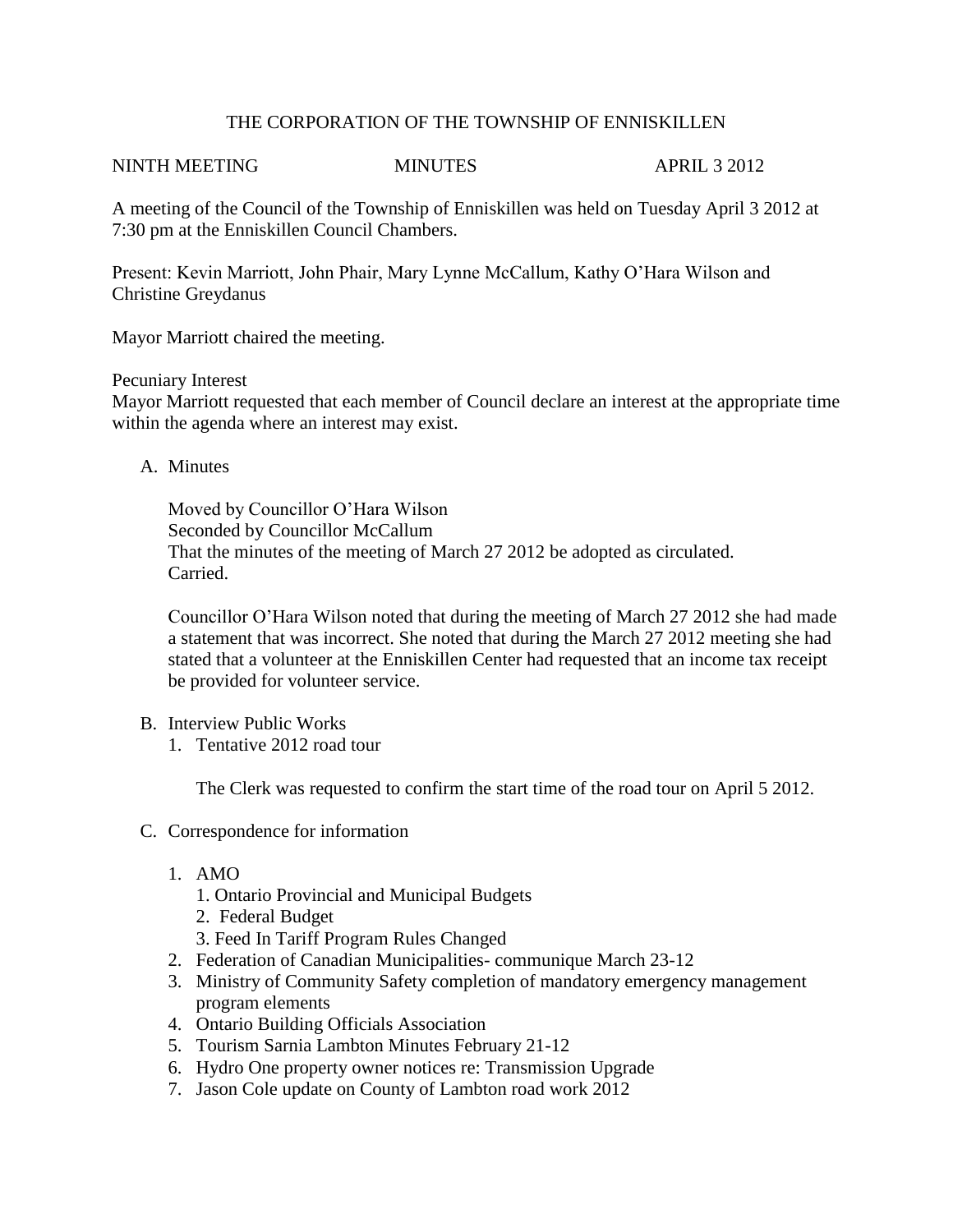THE CORPORATION OF THE TOWNSHIP OF ENNISKILLEN

NINTH MEETING MINUTES APRIL 3 2012

A meeting of the Council of the Township of Enniskillen was held on Tuesday April 3 2012 at 7:30 pm at the Enniskillen Council Chambers.

Present: Kevin Marriott, John Phair, Mary Lynne McCallum, Kathy O'Hara Wilson and Christine Greydanus

Mayor Marriott chaired the meeting.

Pecuniary Interest
Mayor Marriott requested that each member of Council declare an interest at the appropriate time within the agenda where an interest may exist.

A. Minutes

   Moved by Councillor O'Hara Wilson
   Seconded by Councillor McCallum
   That the minutes of the meeting of March 27 2012 be adopted as circulated.
   Carried.

   Councillor O'Hara Wilson noted that during the meeting of March 27 2012 she had made a statement that was incorrect. She noted that during the March 27 2012 meeting she had stated that a volunteer at the Enniskillen Center had requested that an income tax receipt be provided for volunteer service.

B. Interview Public Works
   1. Tentative 2012 road tour

      The Clerk was requested to confirm the start time of the road tour on April 5 2012.

C. Correspondence for information

   1. AMO
      1. Ontario Provincial and Municipal Budgets
      2. Federal Budget
      3. Feed In Tariff Program Rules Changed
   2. Federation of Canadian Municipalities- communique March 23-12
   3. Ministry of Community Safety completion of mandatory emergency management program elements
   4. Ontario Building Officials Association
   5. Tourism Sarnia Lambton Minutes February 21-12
   6. Hydro One property owner notices re: Transmission Upgrade
   7. Jason Cole update on County of Lambton road work 2012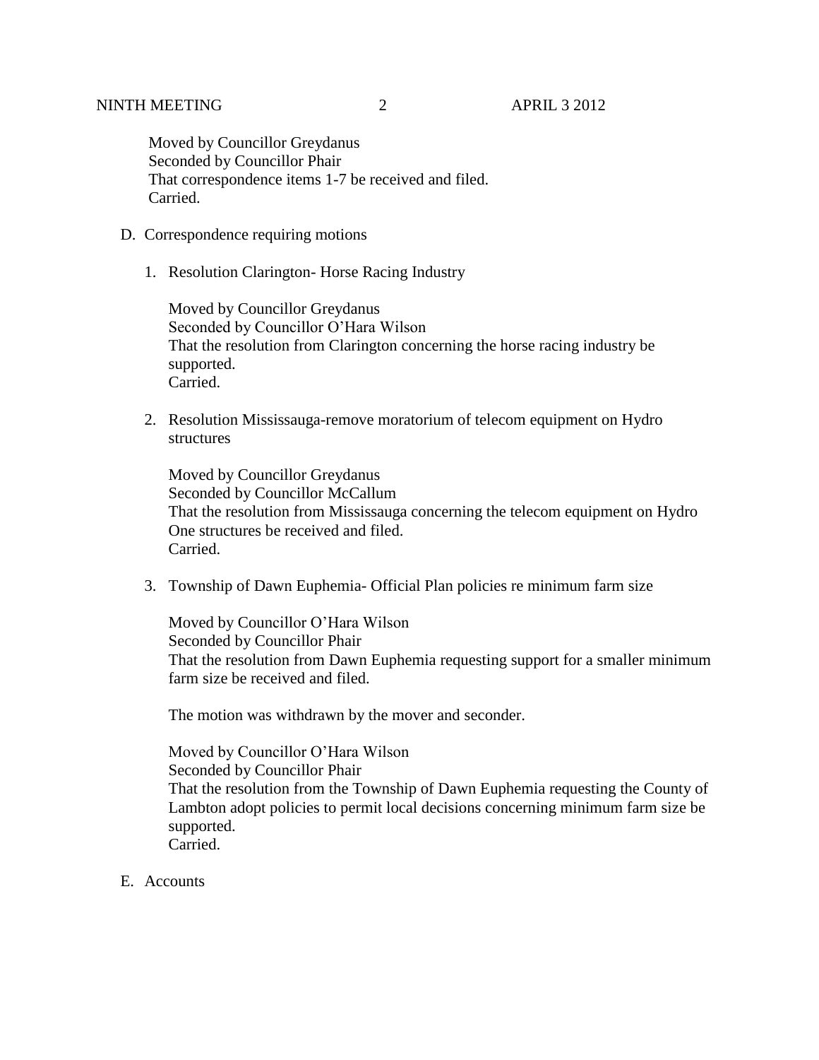Moved by Councillor Greydanus
Seconded by Councillor Phair
That correspondence items 1-7 be received and filed.
Carried.

D. Correspondence requiring motions

1. Resolution Clarington- Horse Racing Industry

   Moved by Councillor Greydanus
   Seconded by Councillor O'Hara Wilson
   That the resolution from Clarington concerning the horse racing industry be supported.
   Carried.

2. Resolution Mississauga-remove moratorium of telecom equipment on Hydro structures

   Moved by Councillor Greydanus
   Seconded by Councillor McCallum
   That the resolution from Mississauga concerning the telecom equipment on Hydro One structures be received and filed.
   Carried.

3. Township of Dawn Euphemia- Official Plan policies re minimum farm size

   Moved by Councillor O'Hara Wilson
   Seconded by Councillor Phair
   That the resolution from Dawn Euphemia requesting support for a smaller minimum farm size be received and filed.

   The motion was withdrawn by the mover and seconder.

   Moved by Councillor O'Hara Wilson
   Seconded by Councillor Phair
   That the resolution from the Township of Dawn Euphemia requesting the County of Lambton adopt policies to permit local decisions concerning minimum farm size be supported.
   Carried.

E. Accounts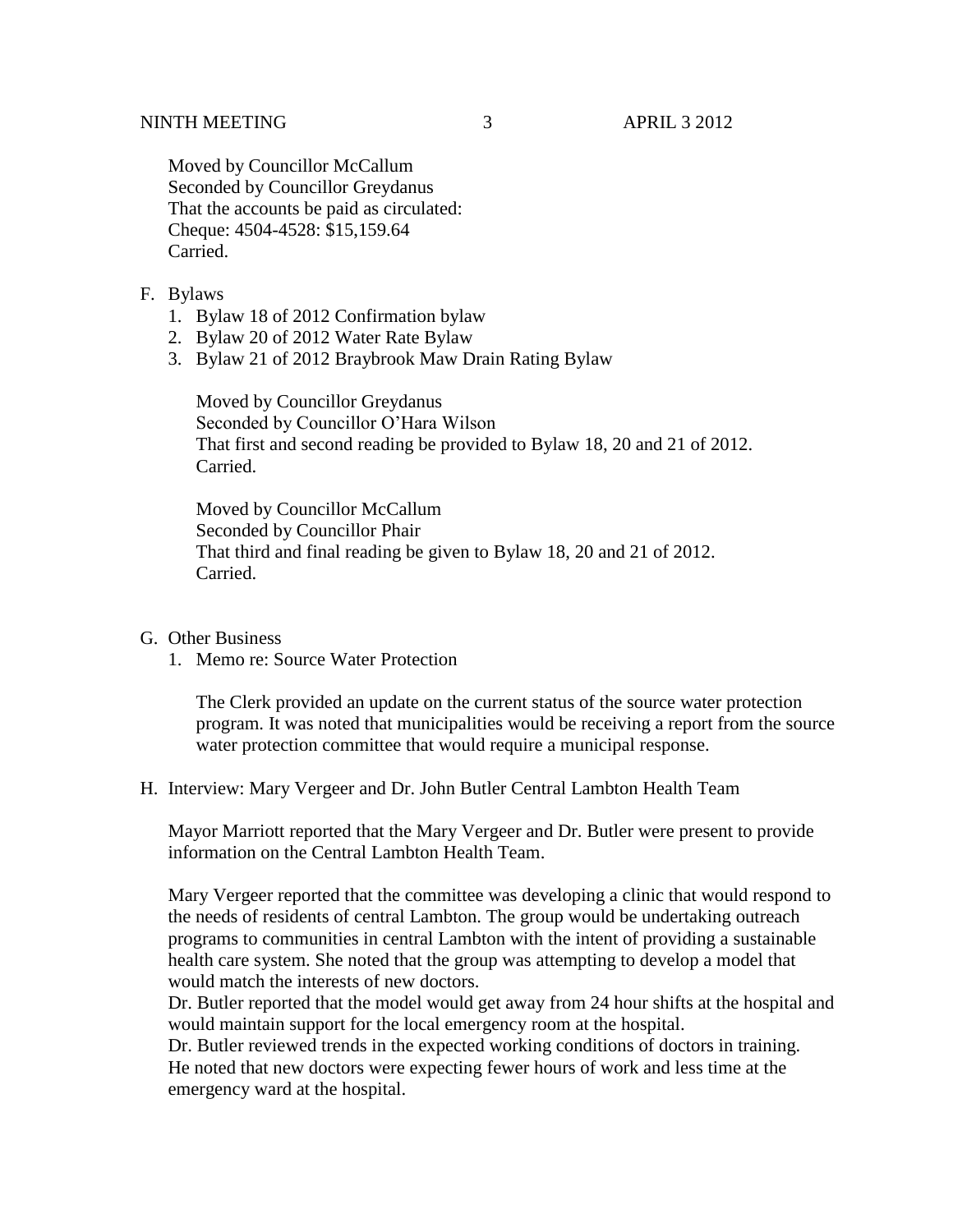Moved by Councillor McCallum
Seconded by Councillor Greydanus
That the accounts be paid as circulated:
Cheque: 4504-4528: $15,159.64
Carried.

F. Bylaws
   1. Bylaw 18 of 2012 Confirmation bylaw
   2. Bylaw 20 of 2012 Water Rate Bylaw
   3. Bylaw 21 of 2012 Braybrook Maw Drain Rating Bylaw

   Moved by Councillor Greydanus
   Seconded by Councillor O'Hara Wilson
   That first and second reading be provided to Bylaw 18, 20 and 21 of 2012.
   Carried.

   Moved by Councillor McCallum
   Seconded by Councillor Phair
   That third and final reading be given to Bylaw 18, 20 and 21 of 2012.
   Carried.

G. Other Business
   1. Memo re: Source Water Protection

   The Clerk provided an update on the current status of the source water protection program. It was noted that municipalities would be receiving a report from the source water protection committee that would require a municipal response.

H. Interview: Mary Vergeer and Dr. John Butler Central Lambton Health Team

Mayor Marriott reported that the Mary Vergeer and Dr. Butler were present to provide information on the Central Lambton Health Team.

Mary Vergeer reported that the committee was developing a clinic that would respond to the needs of residents of central Lambton. The group would be undertaking outreach programs to communities in central Lambton with the intent of providing a sustainable health care system. She noted that the group was attempting to develop a model that would match the interests of new doctors.
Dr. Butler reported that the model would get away from 24 hour shifts at the hospital and would maintain support for the local emergency room at the hospital.
Dr. Butler reviewed trends in the expected working conditions of doctors in training. He noted that new doctors were expecting fewer hours of work and less time at the emergency ward at the hospital.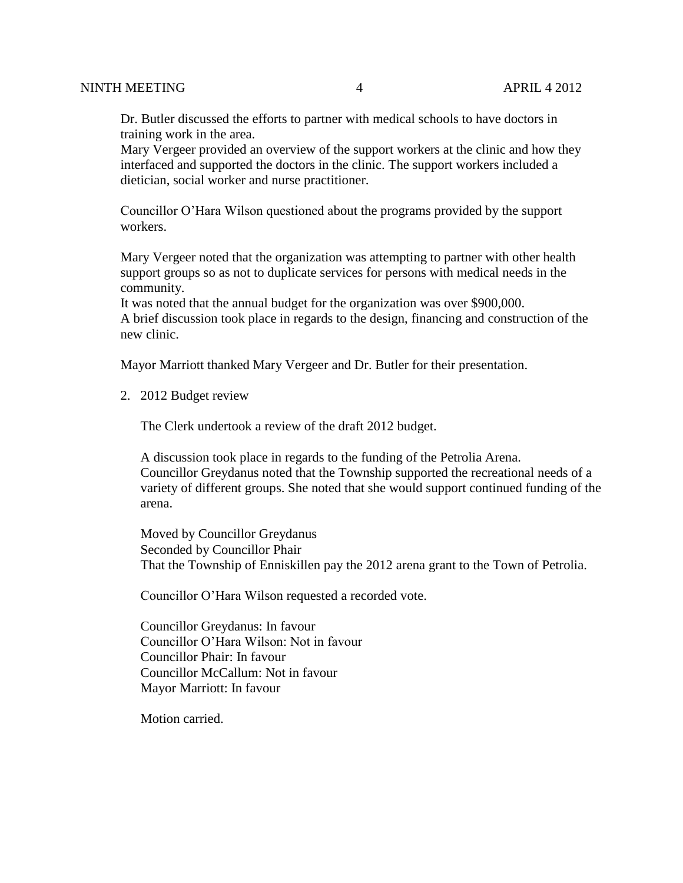Dr. Butler discussed the efforts to partner with medical schools to have doctors in training work in the area.
Mary Vergeer provided an overview of the support workers at the clinic and how they interfaced and supported the doctors in the clinic. The support workers included a dietician, social worker and nurse practitioner.

Councillor O'Hara Wilson questioned about the programs provided by the support workers.

Mary Vergeer noted that the organization was attempting to partner with other health support groups so as not to duplicate services for persons with medical needs in the community.
It was noted that the annual budget for the organization was over $900,000.
A brief discussion took place in regards to the design, financing and construction of the new clinic.

Mayor Marriott thanked Mary Vergeer and Dr. Butler for their presentation.

2. 2012 Budget review

   The Clerk undertook a review of the draft 2012 budget.

   A discussion took place in regards to the funding of the Petrolia Arena.
   Councillor Greydanus noted that the Township supported the recreational needs of a variety of different groups. She noted that she would support continued funding of the arena.

   Moved by Councillor Greydanus
   Seconded by Councillor Phair
   That the Township of Enniskillen pay the 2012 arena grant to the Town of Petrolia.

   Councillor O'Hara Wilson requested a recorded vote.

   Councillor Greydanus: In favour
   Councillor O'Hara Wilson: Not in favour
   Councillor Phair: In favour
   Councillor McCallum: Not in favour
   Mayor Marriott: In favour

   Motion carried.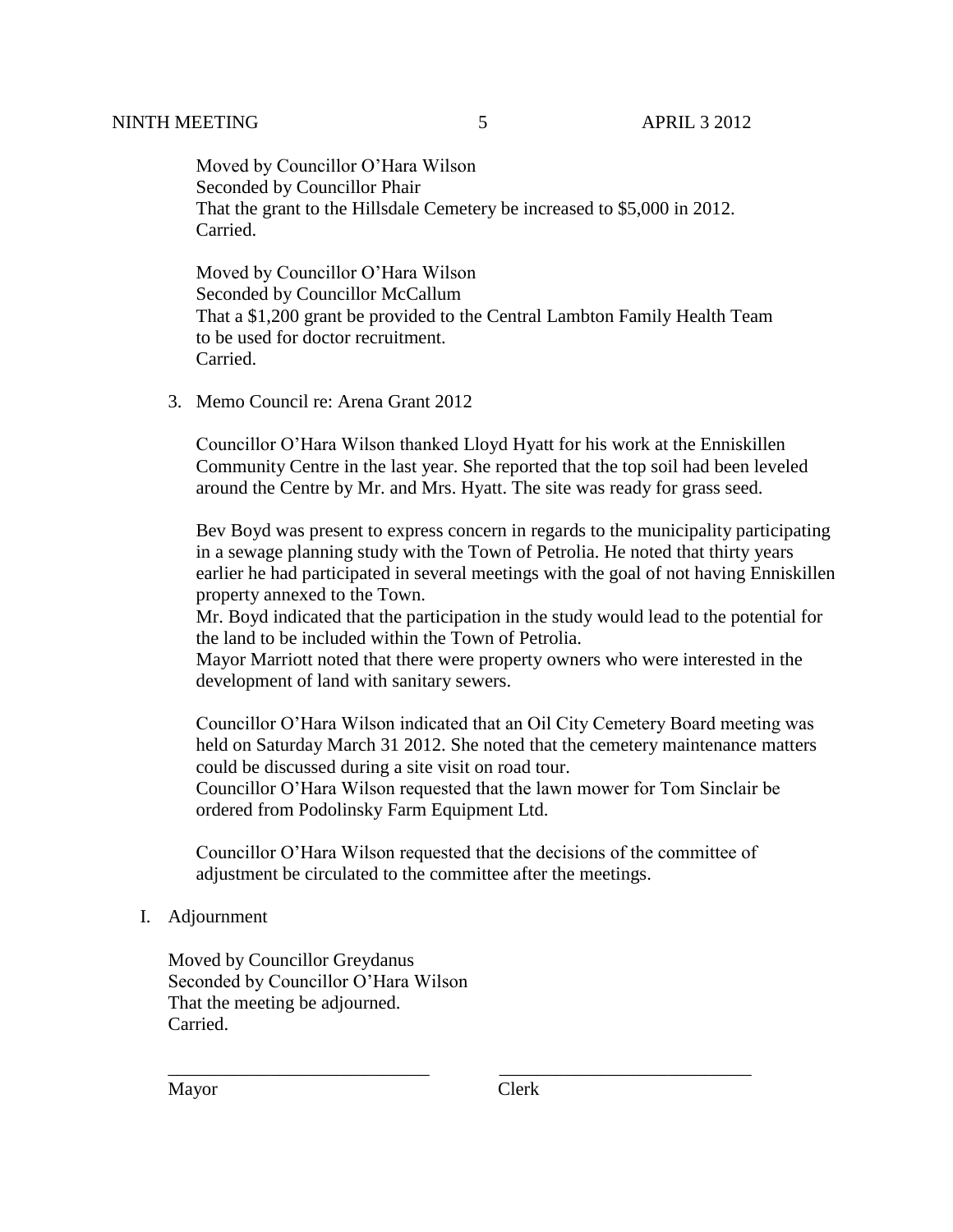Moved by Councillor O'Hara Wilson
Seconded by Councillor Phair
That the grant to the Hillsdale Cemetery be increased to $5,000 in 2012.
Carried.

Moved by Councillor O'Hara Wilson
Seconded by Councillor McCallum
That a $1,200 grant be provided to the Central Lambton Family Health Team to be used for doctor recruitment.
Carried.

3. Memo Council re: Arena Grant 2012

Councillor O'Hara Wilson thanked Lloyd Hyatt for his work at the Enniskillen Community Centre in the last year. She reported that the top soil had been leveled around the Centre by Mr. and Mrs. Hyatt. The site was ready for grass seed.

Bev Boyd was present to express concern in regards to the municipality participating in a sewage planning study with the Town of Petrolia. He noted that thirty years earlier he had participated in several meetings with the goal of not having Enniskillen property annexed to the Town.
Mr. Boyd indicated that the participation in the study would lead to the potential for the land to be included within the Town of Petrolia.
Mayor Marriott noted that there were property owners who were interested in the development of land with sanitary sewers.

Councillor O'Hara Wilson indicated that an Oil City Cemetery Board meeting was held on Saturday March 31 2012. She noted that the cemetery maintenance matters could be discussed during a site visit on road tour.
Councillor O'Hara Wilson requested that the lawn mower for Tom Sinclair be ordered from Podolinsky Farm Equipment Ltd.

Councillor O'Hara Wilson requested that the decisions of the committee of adjustment be circulated to the committee after the meetings.

## I. Adjournment

Moved by Councillor Greydanus
Seconded by Councillor O'Hara Wilson
That the meeting be adjourned.
Carried.

\_\_\_\_\_\_\_\_\_\_\_\_\_\_\_\_\_\_\_\_\_\_\_\_\_\_\_\_ \_\_\_\_\_\_\_\_\_\_\_\_\_\_\_\_\_\_\_\_\_\_\_\_\_\_\_\_
Mayor Clerk